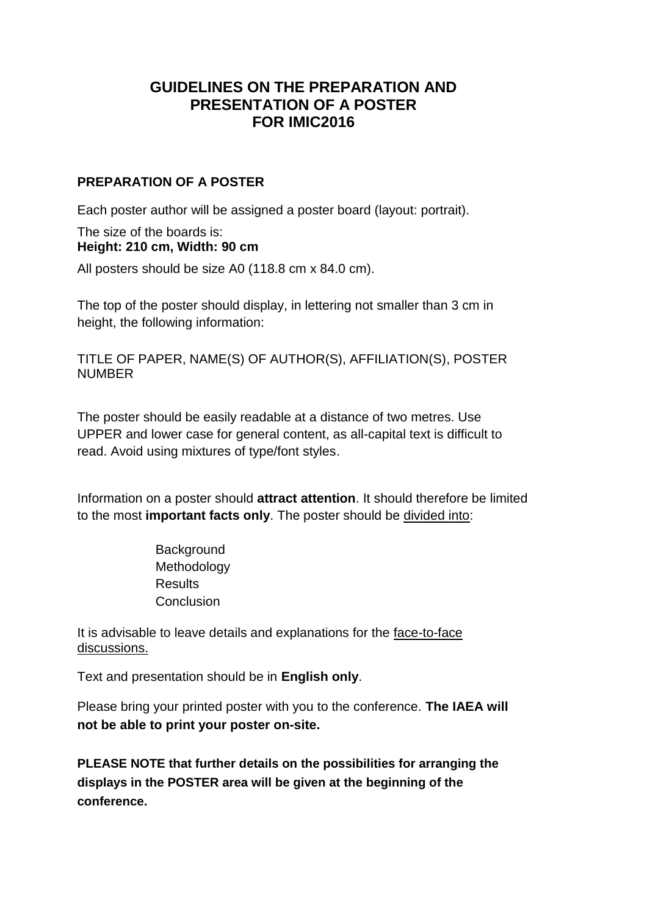# GUIDELINES ON THE PREPARATION AND PRESENTATION OF A POSTER FOR IMIC2016

## PREPARATION OF A POSTER

Each poster author will be assigned a poster board (layout: portrait).

The size of the boards is:
**Height: 210 cm, Width: 90 cm**

All posters should be size A0 (118.8 cm x 84.0 cm).

The top of the poster should display, in lettering not smaller than 3 cm in height, the following information:

TITLE OF PAPER, NAME(S) OF AUTHOR(S), AFFILIATION(S), POSTER NUMBER

The poster should be easily readable at a distance of two metres. Use UPPER and lower case for general content, as all-capital text is difficult to read. Avoid using mixtures of type/font styles.

Information on a poster should **attract attention**. It should therefore be limited to the most **important facts only**. The poster should be divided into:

- Background
- Methodology
- Results
- Conclusion

It is advisable to leave details and explanations for the face-to-face discussions.

Text and presentation should be in **English only**.

Please bring your printed poster with you to the conference. **The IAEA will not be able to print your poster on-site.**

**PLEASE NOTE that further details on the possibilities for arranging the displays in the POSTER area will be given at the beginning of the conference.**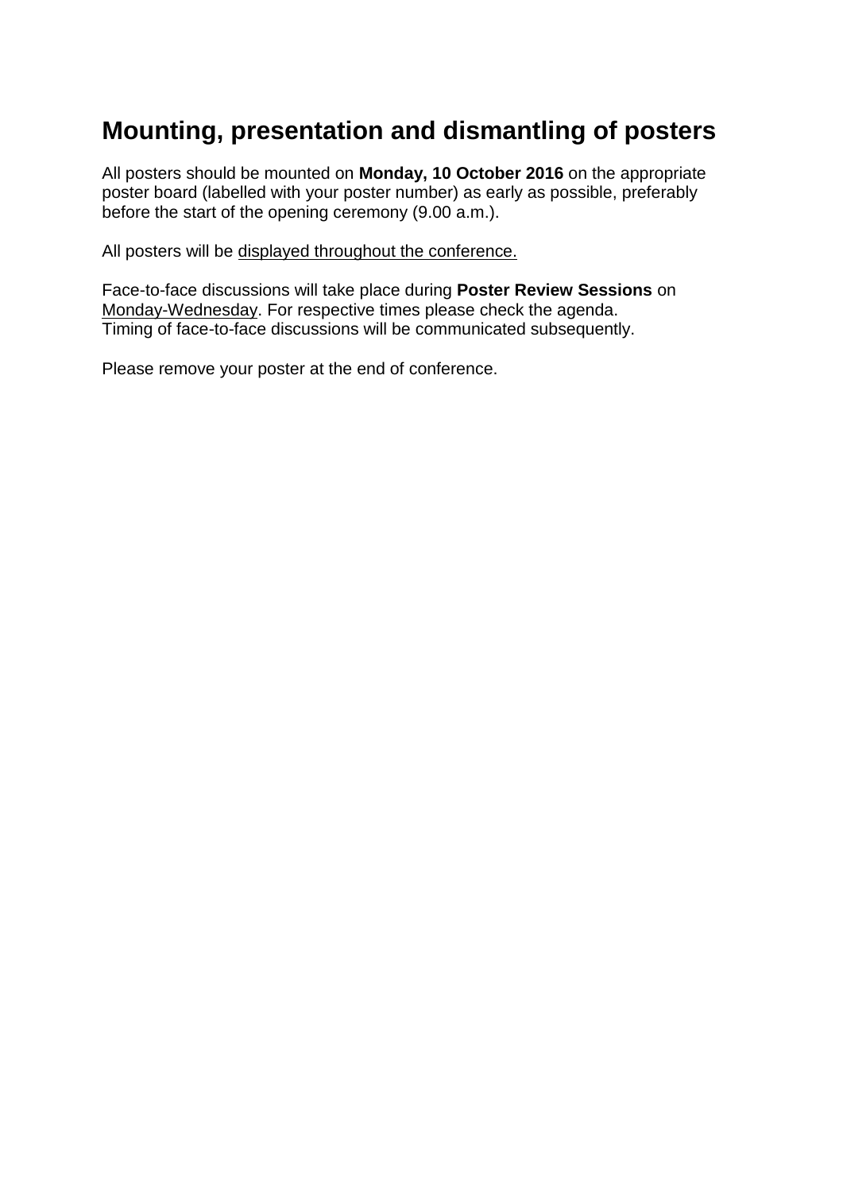## Mounting, presentation and dismantling of posters

All posters should be mounted on **Monday, 10 October 2016** on the appropriate poster board (labelled with your poster number) as early as possible, preferably before the start of the opening ceremony (9.00 a.m.).

All posters will be displayed throughout the conference.

Face-to-face discussions will take place during **Poster Review Sessions** on Monday-Wednesday. For respective times please check the agenda. Timing of face-to-face discussions will be communicated subsequently.

Please remove your poster at the end of conference.